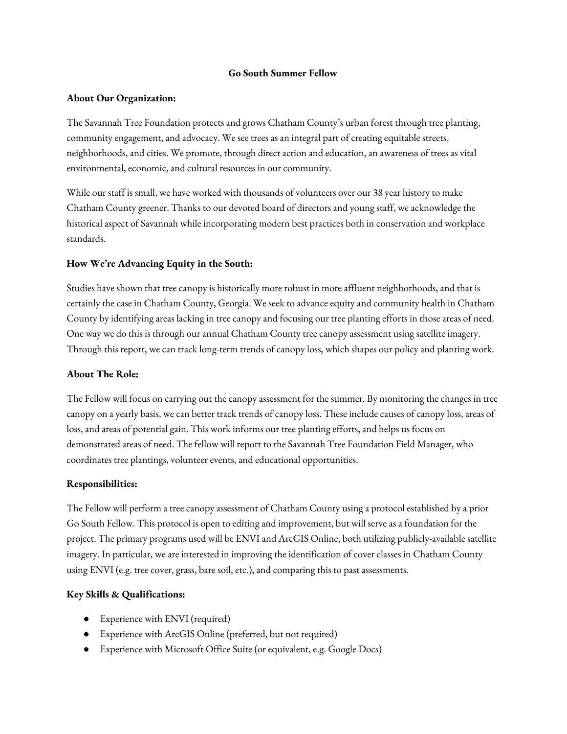# Go South Summer Fellow

## About Our Organization:

The Savannah Tree Foundation protects and grows Chatham County's urban forest through tree planting, community engagement, and advocacy. We see trees as an integral part of creating equitable streets, neighborhoods, and cities. We promote, through direct action and education, an awareness of trees as vital environmental, economic, and cultural resources in our community.

While our staff is small, we have worked with thousands of volunteers over our 38 year history to make Chatham County greener. Thanks to our devoted board of directors and young staff, we acknowledge the historical aspect of Savannah while incorporating modern best practices both in conservation and workplace standards.

## How We're Advancing Equity in the South:

Studies have shown that tree canopy is historically more robust in more affluent neighborhoods, and that is certainly the case in Chatham County, Georgia. We seek to advance equity and community health in Chatham County by identifying areas lacking in tree canopy and focusing our tree planting efforts in those areas of need. One way we do this is through our annual Chatham County tree canopy assessment using satellite imagery. Through this report, we can track long-term trends of canopy loss, which shapes our policy and planting work.

## About The Role:

The Fellow will focus on carrying out the canopy assessment for the summer. By monitoring the changes in tree canopy on a yearly basis, we can better track trends of canopy loss. These include causes of canopy loss, areas of loss, and areas of potential gain. This work informs our tree planting efforts, and helps us focus on demonstrated areas of need. The fellow will report to the Savannah Tree Foundation Field Manager, who coordinates tree plantings, volunteer events, and educational opportunities.

## Responsibilities:

The Fellow will perform a tree canopy assessment of Chatham County using a protocol established by a prior Go South Fellow. This protocol is open to editing and improvement, but will serve as a foundation for the project. The primary programs used will be ENVI and ArcGIS Online, both utilizing publicly-available satellite imagery. In particular, we are interested in improving the identification of cover classes in Chatham County using ENVI (e.g. tree cover, grass, bare soil, etc.), and comparing this to past assessments.

## Key Skills & Qualifications:

- Experience with ENVI (required)
- Experience with ArcGIS Online (preferred, but not required)
- Experience with Microsoft Office Suite (or equivalent, e.g. Google Docs)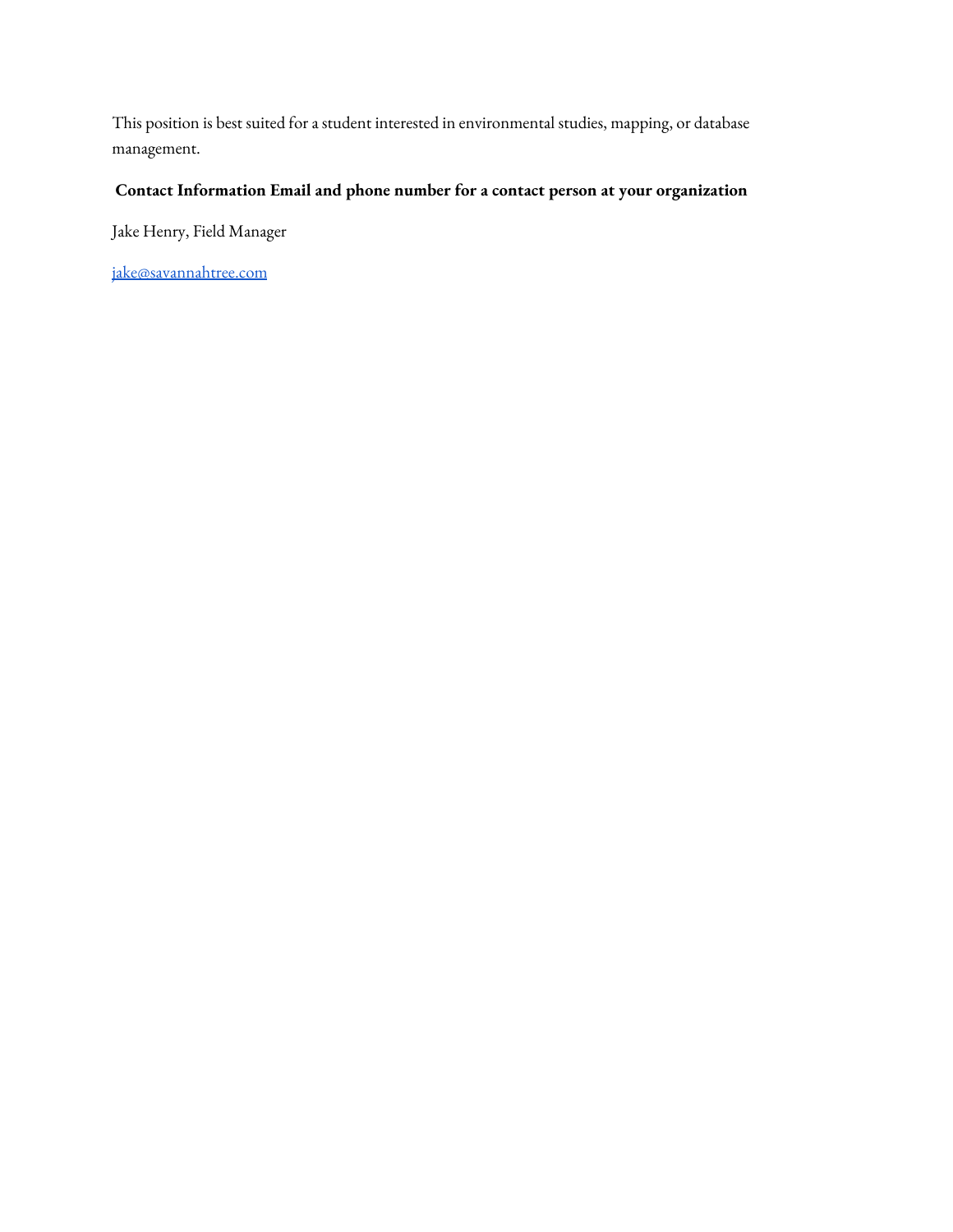This position is best suited for a student interested in environmental studies, mapping, or database management.

**Contact Information Email and phone number for a contact person at your organization**

Jake Henry, Field Manager

jake@savannahtree.com